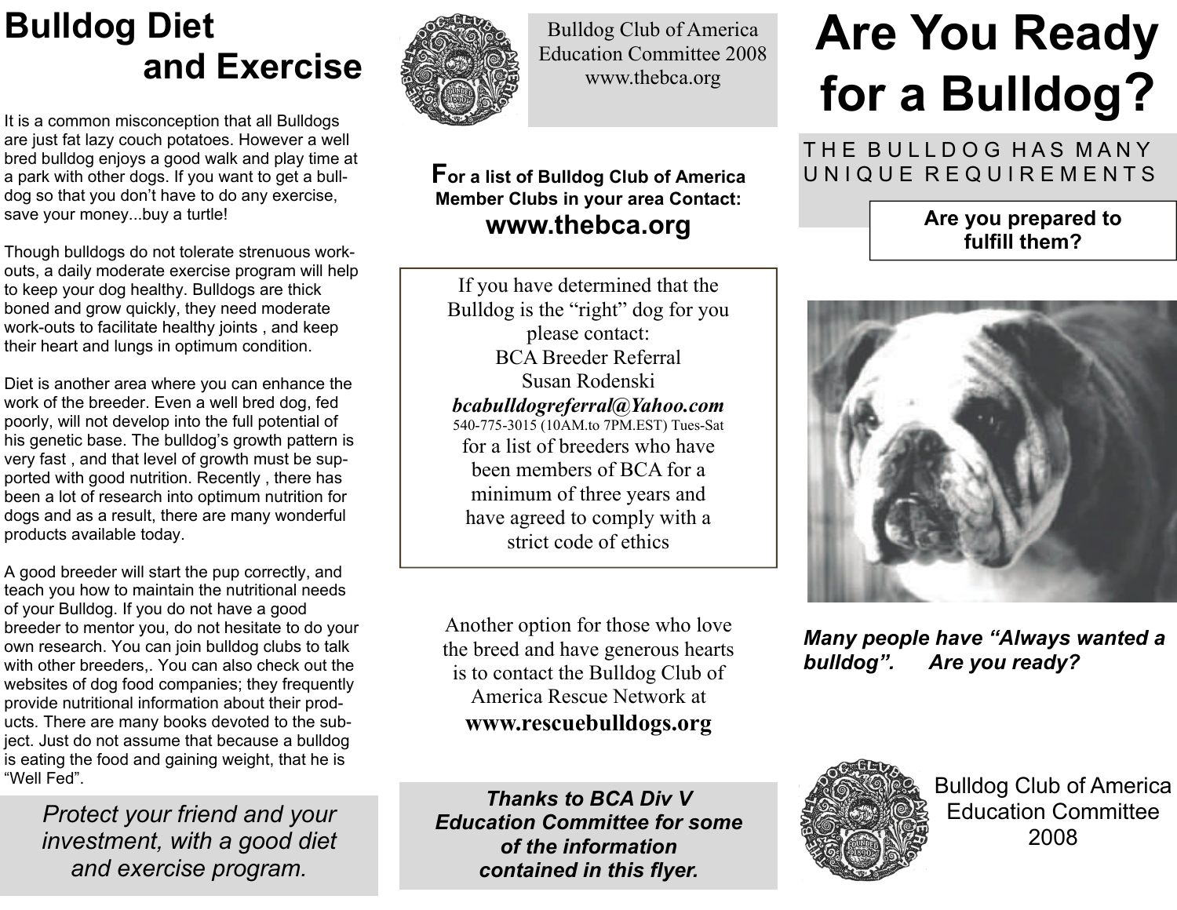# Bulldog Diet and Exercise

It is a common misconception that all Bulldogs are just fat lazy couch potatoes. However a well bred bulldog enjoys a good walk and play time at a park with other dogs. If you want to get a bulldog so that you don't have to do any exercise, save your money...buy a turtle!

Though bulldogs do not tolerate strenuous workouts, a daily moderate exercise program will help to keep your dog healthy. Bulldogs are thick boned and grow quickly, they need moderate work-outs to facilitate healthy joints , and keep their heart and lungs in optimum condition.

Diet is another area where you can enhance the work of the breeder. Even a well bred dog, fed poorly, will not develop into the full potential of his genetic base. The bulldog's growth pattern is very fast , and that level of growth must be supported with good nutrition. Recently , there has been a lot of research into optimum nutrition for dogs and as a result, there are many wonderful products available today.

A good breeder will start the pup correctly, and teach you how to maintain the nutritional needs of your Bulldog. If you do not have a good breeder to mentor you, do not hesitate to do your own research. You can join bulldog clubs to talk with other breeders,. You can also check out the websites of dog food companies; they frequently provide nutritional information about their products. There are many books devoted to the subject. Just do not assume that because a bulldog is eating the food and gaining weight, that he is "Well Fed".

*Protect your friend and your investment, with a good diet and exercise program.*

Bulldog Club of America
Education Committee 2008
www.thebca.org

**For a list of Bulldog Club of America Member Clubs in your area Contact:**

**www.thebca.org**

If you have determined that the Bulldog is the "right" dog for you please contact:
BCA Breeder Referral
Susan Rodenski
***bcabulldogreferral@Yahoo.com***
540-775-3015 (10AM.to 7PM.EST) Tues-Sat
for a list of breeders who have been members of BCA for a minimum of three years and have agreed to comply with a strict code of ethics

Another option for those who love the breed and have generous hearts is to contact the Bulldog Club of America Rescue Network at
**www.rescuebulldogs.org**

***Thanks to BCA Div V Education Committee for some of the information contained in this flyer.***

# Are You Ready for a Bulldog?

THE BULLDOG HAS MANY UNIQUE REQUIREMENTS

**Are you prepared to fulfill them?**

***Many people have "Always wanted a bulldog". Are you ready?***

Bulldog Club of America
Education Committee
2008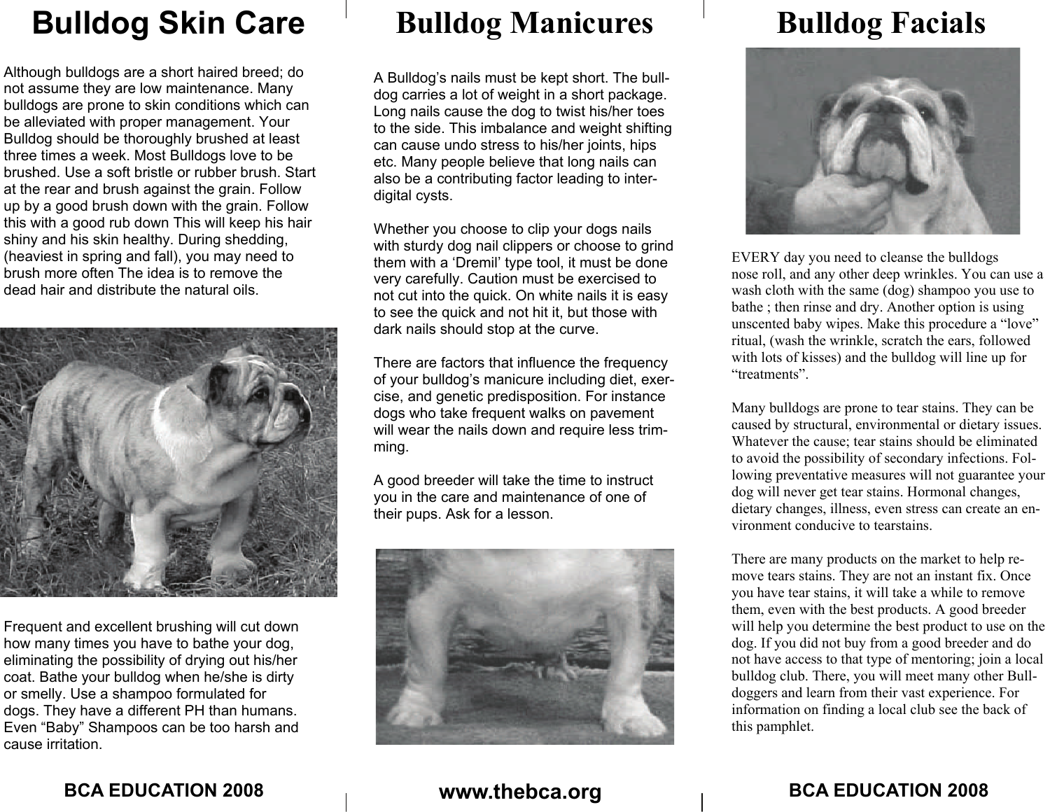# Bulldog Skin Care

Although bulldogs are a short haired breed; do not assume they are low maintenance. Many bulldogs are prone to skin conditions which can be alleviated with proper management. Your Bulldog should be thoroughly brushed at least three times a week. Most Bulldogs love to be brushed. Use a soft bristle or rubber brush. Start at the rear and brush against the grain. Follow up by a good brush down with the grain. Follow this with a good rub down This will keep his hair shiny and his skin healthy. During shedding, (heaviest in spring and fall), you may need to brush more often The idea is to remove the dead hair and distribute the natural oils.

Frequent and excellent brushing will cut down how many times you have to bathe your dog, eliminating the possibility of drying out his/her coat. Bathe your bulldog when he/she is dirty or smelly. Use a shampoo formulated for dogs. They have a different PH than humans. Even "Baby" Shampoos can be too harsh and cause irritation.

**BCA EDUCATION 2008**

# Bulldog Manicures

A Bulldog's nails must be kept short. The bulldog carries a lot of weight in a short package. Long nails cause the dog to twist his/her toes to the side. This imbalance and weight shifting can cause undo stress to his/her joints, hips etc. Many people believe that long nails can also be a contributing factor leading to inter-digital cysts.

Whether you choose to clip your dogs nails with sturdy dog nail clippers or choose to grind them with a 'Dremil' type tool, it must be done very carefully. Caution must be exercised to not cut into the quick. On white nails it is easy to see the quick and not hit it, but those with dark nails should stop at the curve.

There are factors that influence the frequency of your bulldog's manicure including diet, exercise, and genetic predisposition. For instance dogs who take frequent walks on pavement will wear the nails down and require less trimming.

A good breeder will take the time to instruct you in the care and maintenance of one of their pups. Ask for a lesson.

**www.thebca.org**

# Bulldog Facials

EVERY day you need to cleanse the bulldogs nose roll, and any other deep wrinkles. You can use a wash cloth with the same (dog) shampoo you use to bathe ; then rinse and dry. Another option is using unscented baby wipes. Make this procedure a "love" ritual, (wash the wrinkle, scratch the ears, followed with lots of kisses) and the bulldog will line up for "treatments".

Many bulldogs are prone to tear stains. They can be caused by structural, environmental or dietary issues. Whatever the cause; tear stains should be eliminated to avoid the possibility of secondary infections. Following preventative measures will not guarantee your dog will never get tear stains. Hormonal changes, dietary changes, illness, even stress can create an environment conducive to tearstains.

There are many products on the market to help remove tears stains. They are not an instant fix. Once you have tear stains, it will take a while to remove them, even with the best products. A good breeder will help you determine the best product to use on the dog. If you did not buy from a good breeder and do not have access to that type of mentoring; join a local bulldog club. There, you will meet many other Bulldoggers and learn from their vast experience. For information on finding a local club see the back of this pamphlet.

**BCA EDUCATION 2008**